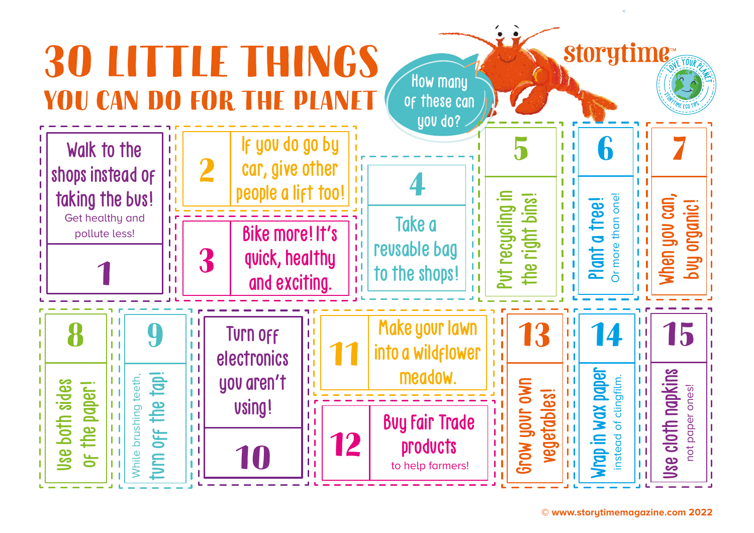# 30 LITTLE THINGS

## YOU CAN DO FOR THE PLANET

How many of these can you do?

storytime™

LOVE YOUR PLANET — STORYTIME ECO TIPS

1. Walk to the shops instead of taking the bus! Get healthy and pollute less!
2. If you do go by car, give other people a lift too!
3. Bike more! It's quick, healthy and exciting.
4. Take a reusable bag to the shops!
5. Put recycling in the right bins!
6. Plant a tree! Or more than one!
7. When you can, buy organic!
8. Use both sides of the paper!
9. While brushing teeth, turn off the tap!
10. Turn off electronics you aren't using!
11. Make your lawn into a wildflower meadow.
12. Buy Fair Trade products to help farmers!
13. Grow your own vegetables!
14. Wrap in wax paper instead of clingfilm.
15. Use cloth napkins not paper ones!

© www.storytimemagazine.com 2022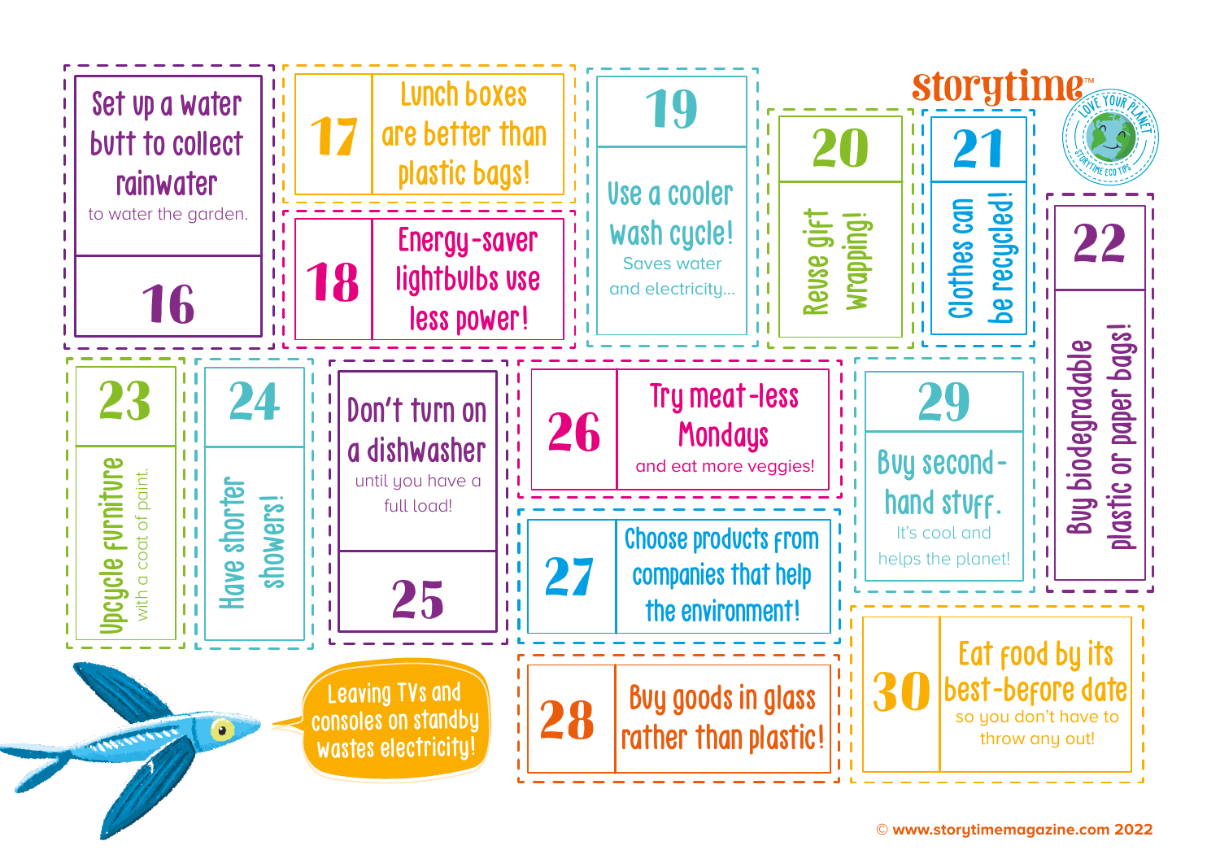storytime™

LOVE YOUR PLANET — STORYTIME ECO TIPS

**16** Set up a water butt to collect rainwater to water the garden.

**17** Lunch boxes are better than plastic bags!

**18** Energy-saver lightbulbs use less power!

**19** Use a cooler wash cycle! Saves water and electricity...

**20** Reuse gift wrapping!

**21** Clothes can be recycled!

**22** Buy biodegradable plastic or paper bags!

**23** Upcycle furniture with a coat of paint.

**24** Have shorter showers!

**25** Don't turn on a dishwasher until you have a full load!

**26** Try meat-less Mondays and eat more veggies!

**27** Choose products from companies that help the environment!

**28** Buy goods in glass rather than plastic!

**29** Buy second-hand stuff. It's cool and helps the planet!

**30** Eat food by its best-before date so you don't have to throw any out!

Leaving TVs and consoles on standby wastes electricity!

© www.storytimemagazine.com 2022